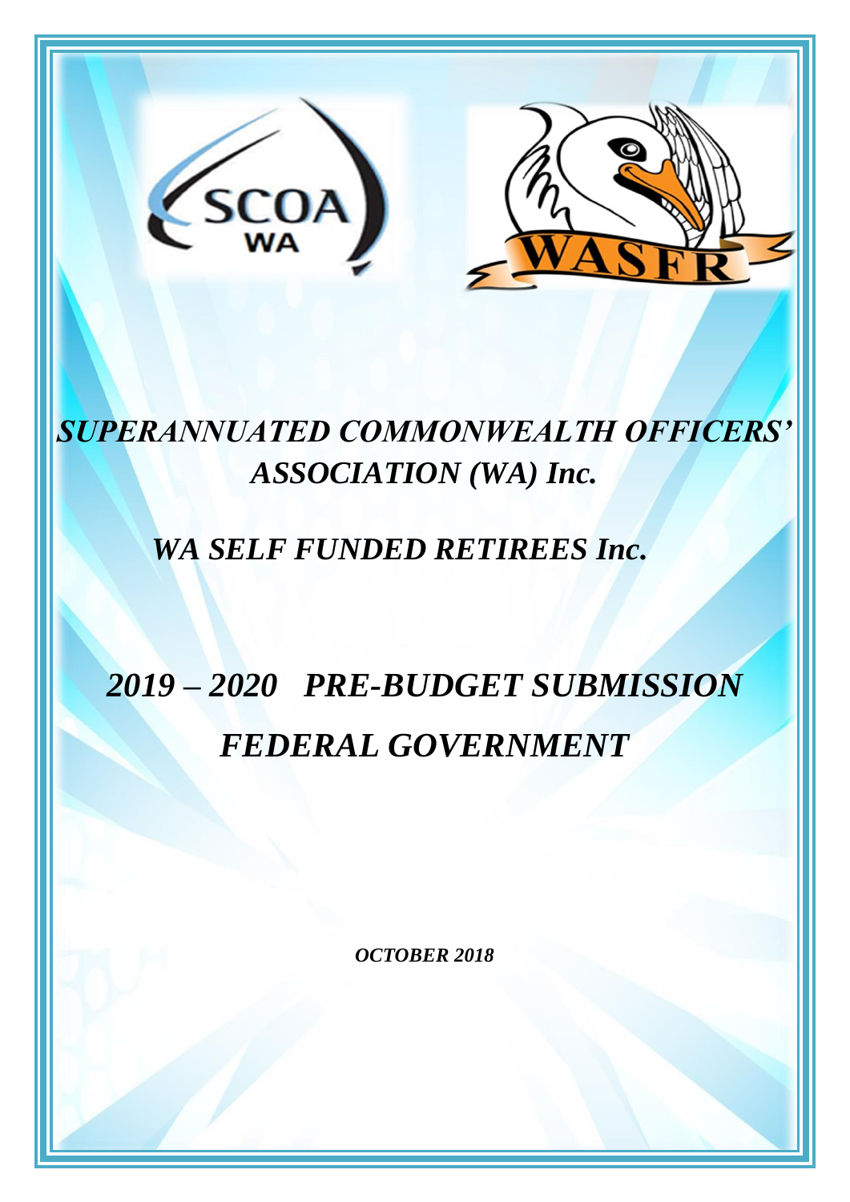# *SUPERANNUATED COMMONWEALTH OFFICERS' ASSOCIATION (WA) Inc.*

## *WA SELF FUNDED RETIREES Inc.*

# *2019 – 2020 PRE-BUDGET SUBMISSION*

# *FEDERAL GOVERNMENT*

***OCTOBER 2018***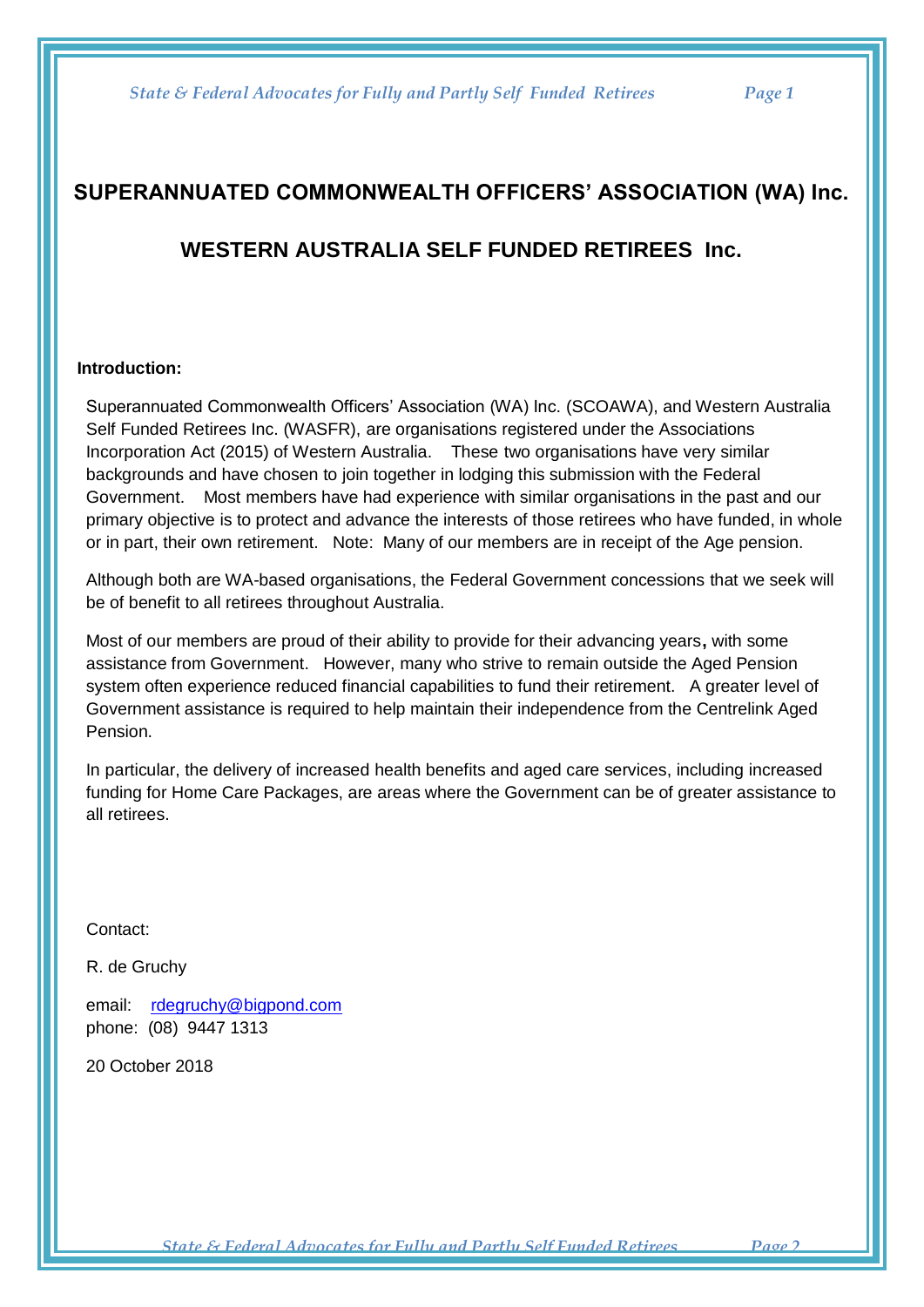# SUPERANNUATED COMMONWEALTH OFFICERS' ASSOCIATION (WA) Inc.

# WESTERN AUSTRALIA SELF FUNDED RETIREES Inc.

**Introduction:**

Superannuated Commonwealth Officers' Association (WA) Inc. (SCOAWA), and Western Australia Self Funded Retirees Inc. (WASFR), are organisations registered under the Associations Incorporation Act (2015) of Western Australia. These two organisations have very similar backgrounds and have chosen to join together in lodging this submission with the Federal Government. Most members have had experience with similar organisations in the past and our primary objective is to protect and advance the interests of those retirees who have funded, in whole or in part, their own retirement. Note: Many of our members are in receipt of the Age pension.

Although both are WA-based organisations, the Federal Government concessions that we seek will be of benefit to all retirees throughout Australia.

Most of our members are proud of their ability to provide for their advancing years**,** with some assistance from Government. However, many who strive to remain outside the Aged Pension system often experience reduced financial capabilities to fund their retirement. A greater level of Government assistance is required to help maintain their independence from the Centrelink Aged Pension.

In particular, the delivery of increased health benefits and aged care services, including increased funding for Home Care Packages, are areas where the Government can be of greater assistance to all retirees.

Contact:

R. de Gruchy

email: rdegruchy@bigpond.com
phone: (08) 9447 1313

20 October 2018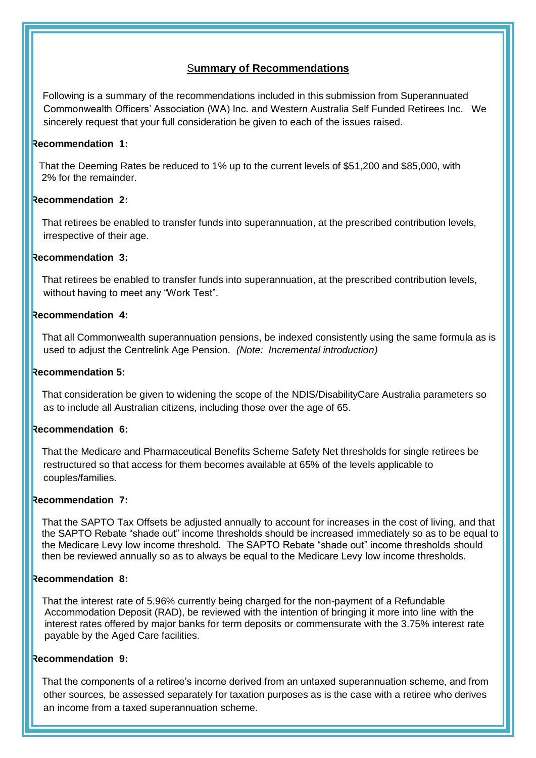## **Summary of Recommendations**

Following is a summary of the recommendations included in this submission from Superannuated Commonwealth Officers' Association (WA) Inc. and Western Australia Self Funded Retirees Inc. We sincerely request that your full consideration be given to each of the issues raised.

**Recommendation 1:**

That the Deeming Rates be reduced to 1% up to the current levels of $51,200 and $85,000, with 2% for the remainder.

**Recommendation 2:**

That retirees be enabled to transfer funds into superannuation, at the prescribed contribution levels, irrespective of their age.

**Recommendation 3:**

That retirees be enabled to transfer funds into superannuation, at the prescribed contribution levels, without having to meet any "Work Test".

**Recommendation 4:**

That all Commonwealth superannuation pensions, be indexed consistently using the same formula as is used to adjust the Centrelink Age Pension. *(Note: Incremental introduction)*

**Recommendation 5:**

That consideration be given to widening the scope of the NDIS/DisabilityCare Australia parameters so as to include all Australian citizens, including those over the age of 65.

**Recommendation 6:**

That the Medicare and Pharmaceutical Benefits Scheme Safety Net thresholds for single retirees be restructured so that access for them becomes available at 65% of the levels applicable to couples/families.

**Recommendation 7:**

That the SAPTO Tax Offsets be adjusted annually to account for increases in the cost of living, and that the SAPTO Rebate "shade out" income thresholds should be increased immediately so as to be equal to the Medicare Levy low income threshold. The SAPTO Rebate "shade out" income thresholds should then be reviewed annually so as to always be equal to the Medicare Levy low income thresholds.

**Recommendation 8:**

That the interest rate of 5.96% currently being charged for the non-payment of a Refundable Accommodation Deposit (RAD), be reviewed with the intention of bringing it more into line with the interest rates offered by major banks for term deposits or commensurate with the 3.75% interest rate payable by the Aged Care facilities.

**Recommendation 9:**

That the components of a retiree's income derived from an untaxed superannuation scheme, and from other sources, be assessed separately for taxation purposes as is the case with a retiree who derives an income from a taxed superannuation scheme.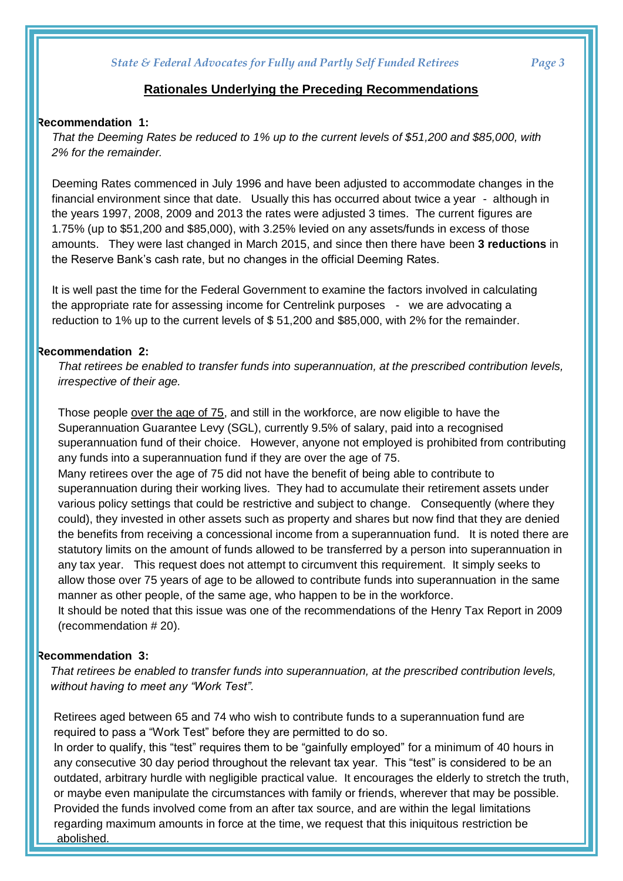## Rationales Underlying the Preceding Recommendations

**Recommendation 1:**

*That the Deeming Rates be reduced to 1% up to the current levels of $51,200 and $85,000, with 2% for the remainder.*

Deeming Rates commenced in July 1996 and have been adjusted to accommodate changes in the financial environment since that date. Usually this has occurred about twice a year - although in the years 1997, 2008, 2009 and 2013 the rates were adjusted 3 times. The current figures are 1.75% (up to $51,200 and $85,000), with 3.25% levied on any assets/funds in excess of those amounts. They were last changed in March 2015, and since then there have been **3 reductions** in the Reserve Bank's cash rate, but no changes in the official Deeming Rates.

It is well past the time for the Federal Government to examine the factors involved in calculating the appropriate rate for assessing income for Centrelink purposes - we are advocating a reduction to 1% up to the current levels of $ 51,200 and $85,000, with 2% for the remainder.

**Recommendation 2:**

*That retirees be enabled to transfer funds into superannuation, at the prescribed contribution levels, irrespective of their age.*

Those people <u>over the age of 75</u>, and still in the workforce, are now eligible to have the Superannuation Guarantee Levy (SGL), currently 9.5% of salary, paid into a recognised superannuation fund of their choice. However, anyone not employed is prohibited from contributing any funds into a superannuation fund if they are over the age of 75.

Many retirees over the age of 75 did not have the benefit of being able to contribute to superannuation during their working lives. They had to accumulate their retirement assets under various policy settings that could be restrictive and subject to change. Consequently (where they could), they invested in other assets such as property and shares but now find that they are denied the benefits from receiving a concessional income from a superannuation fund. It is noted there are statutory limits on the amount of funds allowed to be transferred by a person into superannuation in any tax year. This request does not attempt to circumvent this requirement. It simply seeks to allow those over 75 years of age to be allowed to contribute funds into superannuation in the same manner as other people, of the same age, who happen to be in the workforce.

It should be noted that this issue was one of the recommendations of the Henry Tax Report in 2009 (recommendation # 20).

**Recommendation 3:**

*That retirees be enabled to transfer funds into superannuation, at the prescribed contribution levels, without having to meet any "Work Test".*

Retirees aged between 65 and 74 who wish to contribute funds to a superannuation fund are required to pass a "Work Test" before they are permitted to do so.

In order to qualify, this "test" requires them to be "gainfully employed" for a minimum of 40 hours in any consecutive 30 day period throughout the relevant tax year. This "test" is considered to be an outdated, arbitrary hurdle with negligible practical value. It encourages the elderly to stretch the truth, or maybe even manipulate the circumstances with family or friends, wherever that may be possible. Provided the funds involved come from an after tax source, and are within the legal limitations regarding maximum amounts in force at the time, we request that this iniquitous restriction be abolished.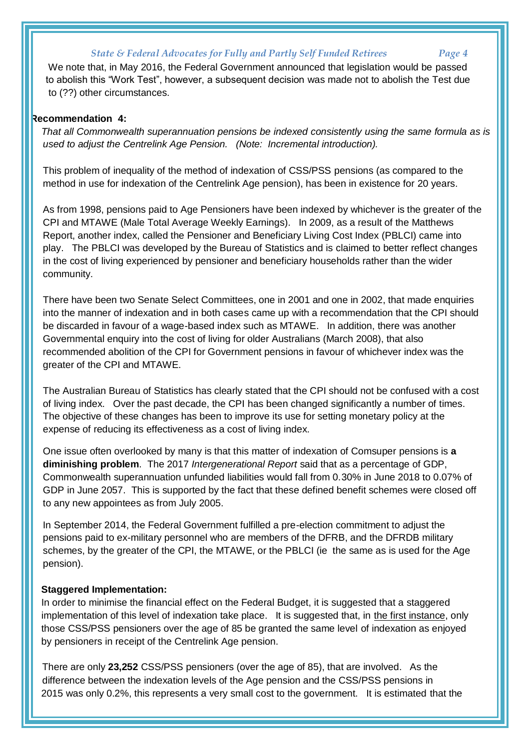We note that, in May 2016, the Federal Government announced that legislation would be passed to abolish this "Work Test", however, a subsequent decision was made not to abolish the Test due to (??) other circumstances.

**Recommendation 4:**

*That all Commonwealth superannuation pensions be indexed consistently using the same formula as is used to adjust the Centrelink Age Pension. (Note: Incremental introduction).*

This problem of inequality of the method of indexation of CSS/PSS pensions (as compared to the method in use for indexation of the Centrelink Age pension), has been in existence for 20 years.

As from 1998, pensions paid to Age Pensioners have been indexed by whichever is the greater of the CPI and MTAWE (Male Total Average Weekly Earnings). In 2009, as a result of the Matthews Report, another index, called the Pensioner and Beneficiary Living Cost Index (PBLCI) came into play. The PBLCI was developed by the Bureau of Statistics and is claimed to better reflect changes in the cost of living experienced by pensioner and beneficiary households rather than the wider community.

There have been two Senate Select Committees, one in 2001 and one in 2002, that made enquiries into the manner of indexation and in both cases came up with a recommendation that the CPI should be discarded in favour of a wage-based index such as MTAWE. In addition, there was another Governmental enquiry into the cost of living for older Australians (March 2008), that also recommended abolition of the CPI for Government pensions in favour of whichever index was the greater of the CPI and MTAWE.

The Australian Bureau of Statistics has clearly stated that the CPI should not be confused with a cost of living index. Over the past decade, the CPI has been changed significantly a number of times. The objective of these changes has been to improve its use for setting monetary policy at the expense of reducing its effectiveness as a cost of living index.

One issue often overlooked by many is that this matter of indexation of Comsuper pensions is **a diminishing problem**. The 2017 *Intergenerational Report* said that as a percentage of GDP, Commonwealth superannuation unfunded liabilities would fall from 0.30% in June 2018 to 0.07% of GDP in June 2057. This is supported by the fact that these defined benefit schemes were closed off to any new appointees as from July 2005.

In September 2014, the Federal Government fulfilled a pre-election commitment to adjust the pensions paid to ex-military personnel who are members of the DFRB, and the DFRDB military schemes, by the greater of the CPI, the MTAWE, or the PBLCI (ie the same as is used for the Age pension).

**Staggered Implementation:**

In order to minimise the financial effect on the Federal Budget, it is suggested that a staggered implementation of this level of indexation take place. It is suggested that, in <u>the first instance</u>, only those CSS/PSS pensioners over the age of 85 be granted the same level of indexation as enjoyed by pensioners in receipt of the Centrelink Age pension.

There are only **23,252** CSS/PSS pensioners (over the age of 85), that are involved. As the difference between the indexation levels of the Age pension and the CSS/PSS pensions in 2015 was only 0.2%, this represents a very small cost to the government. It is estimated that the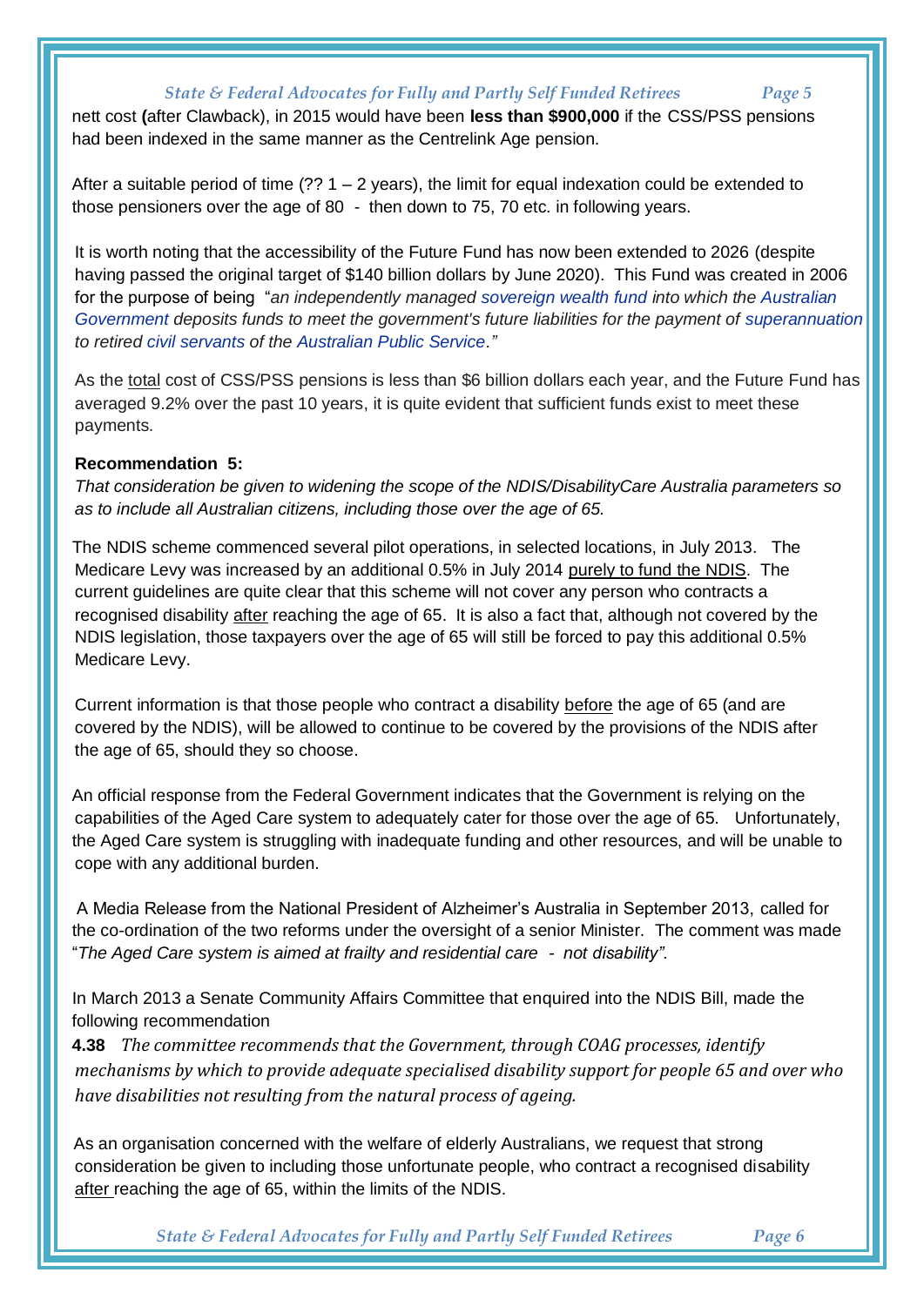nett cost **(**after Clawback), in 2015 would have been **less than $900,000** if the CSS/PSS pensions had been indexed in the same manner as the Centrelink Age pension.

After a suitable period of time (?? 1 – 2 years), the limit for equal indexation could be extended to those pensioners over the age of 80 - then down to 75, 70 etc. in following years.

It is worth noting that the accessibility of the Future Fund has now been extended to 2026 (despite having passed the original target of $140 billion dollars by June 2020). This Fund was created in 2006 for the purpose of being "*an independently managed sovereign wealth fund into which the Australian Government deposits funds to meet the government's future liabilities for the payment of superannuation to retired civil servants of the Australian Public Service*."

As the total cost of CSS/PSS pensions is less than $6 billion dollars each year, and the Future Fund has averaged 9.2% over the past 10 years, it is quite evident that sufficient funds exist to meet these payments.

**Recommendation 5:**

*That consideration be given to widening the scope of the NDIS/DisabilityCare Australia parameters so as to include all Australian citizens, including those over the age of 65.*

The NDIS scheme commenced several pilot operations, in selected locations, in July 2013. The Medicare Levy was increased by an additional 0.5% in July 2014 purely to fund the NDIS. The current guidelines are quite clear that this scheme will not cover any person who contracts a recognised disability after reaching the age of 65. It is also a fact that, although not covered by the NDIS legislation, those taxpayers over the age of 65 will still be forced to pay this additional 0.5% Medicare Levy.

Current information is that those people who contract a disability before the age of 65 (and are covered by the NDIS), will be allowed to continue to be covered by the provisions of the NDIS after the age of 65, should they so choose.

An official response from the Federal Government indicates that the Government is relying on the capabilities of the Aged Care system to adequately cater for those over the age of 65. Unfortunately, the Aged Care system is struggling with inadequate funding and other resources, and will be unable to cope with any additional burden.

A Media Release from the National President of Alzheimer's Australia in September 2013, called for the co-ordination of the two reforms under the oversight of a senior Minister. The comment was made "*The Aged Care system is aimed at frailty and residential care - not disability".*

In March 2013 a Senate Community Affairs Committee that enquired into the NDIS Bill, made the following recommendation

**4.38** *The committee recommends that the Government, through COAG processes, identify mechanisms by which to provide adequate specialised disability support for people 65 and over who have disabilities not resulting from the natural process of ageing.*

As an organisation concerned with the welfare of elderly Australians, we request that strong consideration be given to including those unfortunate people, who contract a recognised disability after reaching the age of 65, within the limits of the NDIS.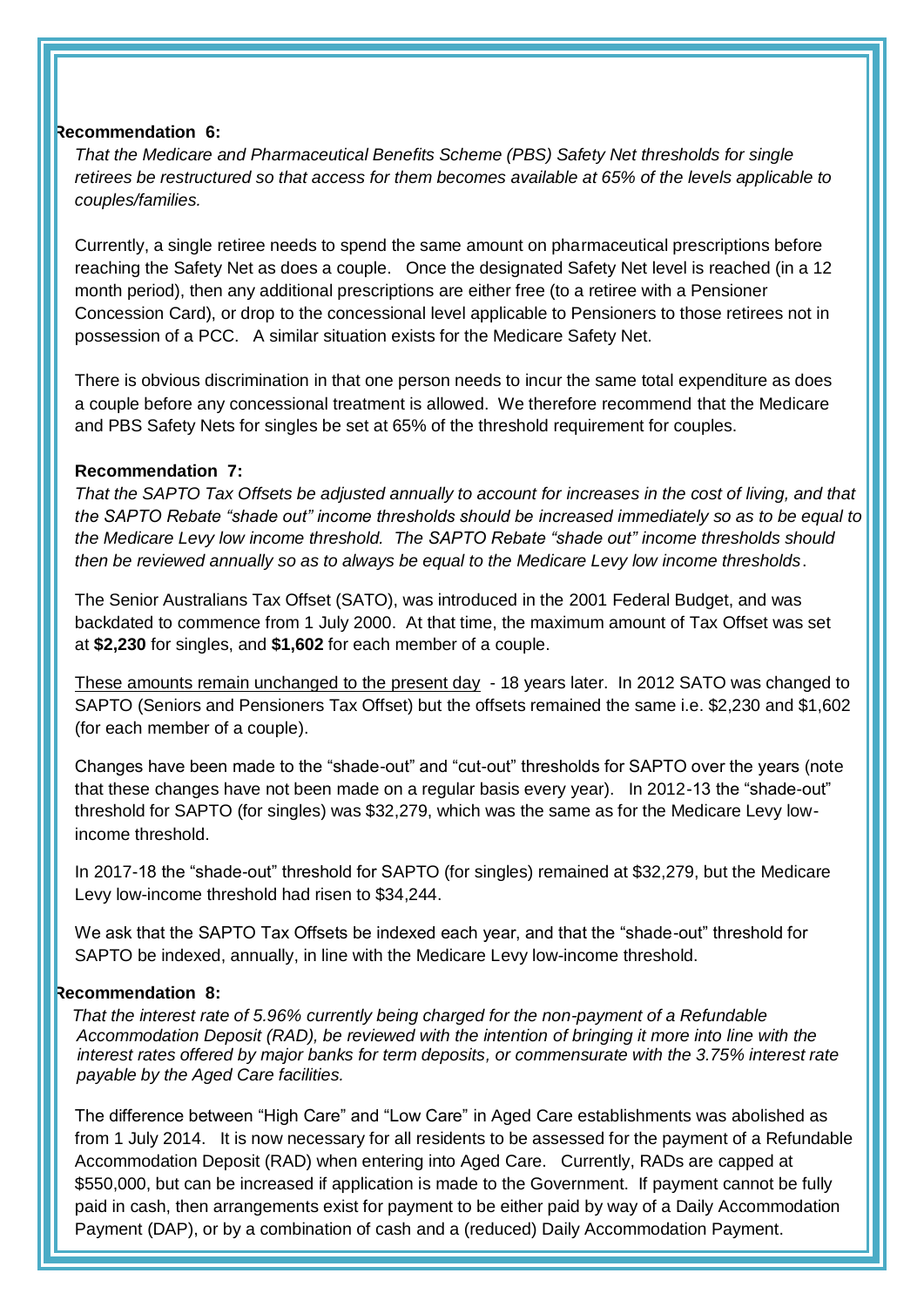**Recommendation 6:**

*That the Medicare and Pharmaceutical Benefits Scheme (PBS) Safety Net thresholds for single retirees be restructured so that access for them becomes available at 65% of the levels applicable to couples/families.*

Currently, a single retiree needs to spend the same amount on pharmaceutical prescriptions before reaching the Safety Net as does a couple. Once the designated Safety Net level is reached (in a 12 month period), then any additional prescriptions are either free (to a retiree with a Pensioner Concession Card), or drop to the concessional level applicable to Pensioners to those retirees not in possession of a PCC. A similar situation exists for the Medicare Safety Net.

There is obvious discrimination in that one person needs to incur the same total expenditure as does a couple before any concessional treatment is allowed. We therefore recommend that the Medicare and PBS Safety Nets for singles be set at 65% of the threshold requirement for couples.

**Recommendation 7:**

*That the SAPTO Tax Offsets be adjusted annually to account for increases in the cost of living, and that the SAPTO Rebate "shade out" income thresholds should be increased immediately so as to be equal to the Medicare Levy low income threshold. The SAPTO Rebate "shade out" income thresholds should then be reviewed annually so as to always be equal to the Medicare Levy low income thresholds*.

The Senior Australians Tax Offset (SATO), was introduced in the 2001 Federal Budget, and was backdated to commence from 1 July 2000. At that time, the maximum amount of Tax Offset was set at **$2,230** for singles, and **$1,602** for each member of a couple.

<u>These amounts remain unchanged to the present day</u> - 18 years later. In 2012 SATO was changed to SAPTO (Seniors and Pensioners Tax Offset) but the offsets remained the same i.e. $2,230 and $1,602 (for each member of a couple).

Changes have been made to the "shade-out" and "cut-out" thresholds for SAPTO over the years (note that these changes have not been made on a regular basis every year). In 2012-13 the "shade-out" threshold for SAPTO (for singles) was $32,279, which was the same as for the Medicare Levy low-income threshold.

In 2017-18 the "shade-out" threshold for SAPTO (for singles) remained at $32,279, but the Medicare Levy low-income threshold had risen to $34,244.

We ask that the SAPTO Tax Offsets be indexed each year, and that the "shade-out" threshold for SAPTO be indexed, annually, in line with the Medicare Levy low-income threshold.

**Recommendation 8:**

*That the interest rate of 5.96% currently being charged for the non-payment of a Refundable Accommodation Deposit (RAD), be reviewed with the intention of bringing it more into line with the interest rates offered by major banks for term deposits, or commensurate with the 3.75% interest rate payable by the Aged Care facilities.*

The difference between "High Care" and "Low Care" in Aged Care establishments was abolished as from 1 July 2014. It is now necessary for all residents to be assessed for the payment of a Refundable Accommodation Deposit (RAD) when entering into Aged Care. Currently, RADs are capped at $550,000, but can be increased if application is made to the Government. If payment cannot be fully paid in cash, then arrangements exist for payment to be either paid by way of a Daily Accommodation Payment (DAP), or by a combination of cash and a (reduced) Daily Accommodation Payment.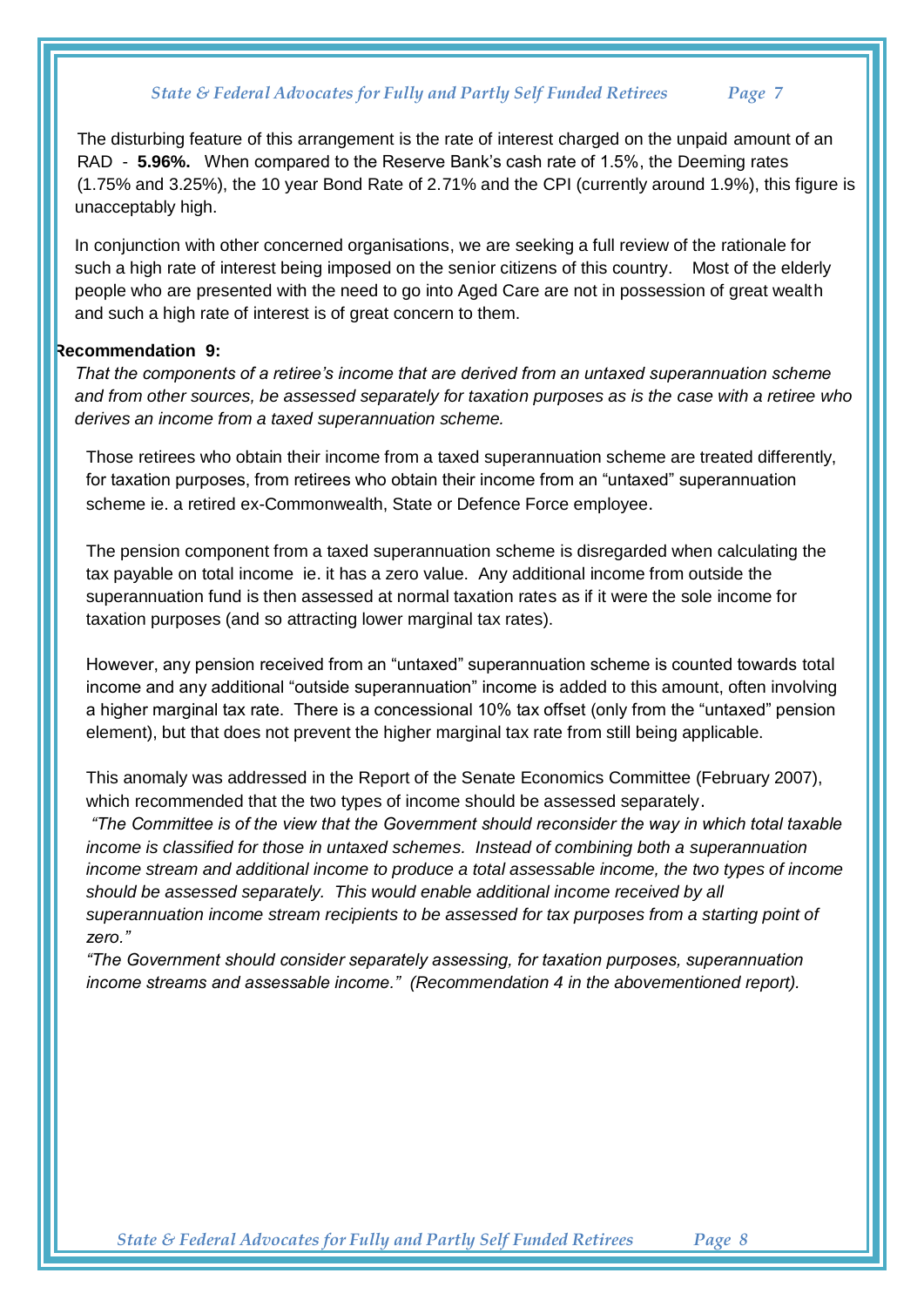The disturbing feature of this arrangement is the rate of interest charged on the unpaid amount of an RAD - **5.96%.** When compared to the Reserve Bank's cash rate of 1.5%, the Deeming rates (1.75% and 3.25%), the 10 year Bond Rate of 2.71% and the CPI (currently around 1.9%), this figure is unacceptably high.

In conjunction with other concerned organisations, we are seeking a full review of the rationale for such a high rate of interest being imposed on the senior citizens of this country. Most of the elderly people who are presented with the need to go into Aged Care are not in possession of great wealth and such a high rate of interest is of great concern to them.

**Recommendation 9:**

*That the components of a retiree's income that are derived from an untaxed superannuation scheme and from other sources, be assessed separately for taxation purposes as is the case with a retiree who derives an income from a taxed superannuation scheme.*

Those retirees who obtain their income from a taxed superannuation scheme are treated differently, for taxation purposes, from retirees who obtain their income from an "untaxed" superannuation scheme ie. a retired ex-Commonwealth, State or Defence Force employee.

The pension component from a taxed superannuation scheme is disregarded when calculating the tax payable on total income ie. it has a zero value. Any additional income from outside the superannuation fund is then assessed at normal taxation rates as if it were the sole income for taxation purposes (and so attracting lower marginal tax rates).

However, any pension received from an "untaxed" superannuation scheme is counted towards total income and any additional "outside superannuation" income is added to this amount, often involving a higher marginal tax rate. There is a concessional 10% tax offset (only from the "untaxed" pension element), but that does not prevent the higher marginal tax rate from still being applicable.

This anomaly was addressed in the Report of the Senate Economics Committee (February 2007), which recommended that the two types of income should be assessed separately.

*"The Committee is of the view that the Government should reconsider the way in which total taxable income is classified for those in untaxed schemes. Instead of combining both a superannuation income stream and additional income to produce a total assessable income, the two types of income should be assessed separately. This would enable additional income received by all superannuation income stream recipients to be assessed for tax purposes from a starting point of zero."*

*"The Government should consider separately assessing, for taxation purposes, superannuation income streams and assessable income." (Recommendation 4 in the abovementioned report).*